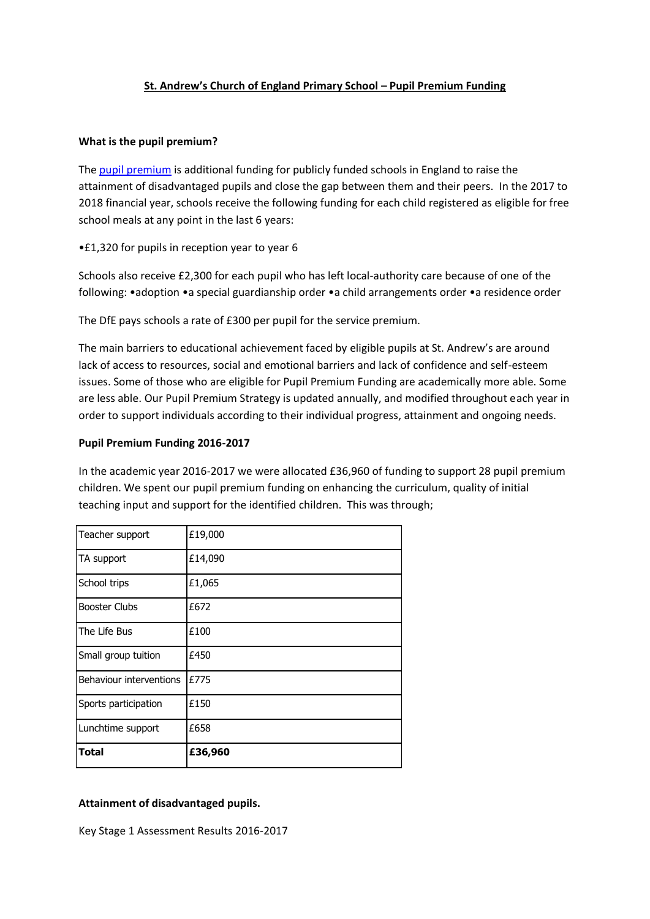# St. Andrew's Church of England Primary School – Pupil Premium Funding

**What is the pupil premium?**

The pupil premium is additional funding for publicly funded schools in England to raise the attainment of disadvantaged pupils and close the gap between them and their peers. In the 2017 to 2018 financial year, schools receive the following funding for each child registered as eligible for free school meals at any point in the last 6 years:

•£1,320 for pupils in reception year to year 6

Schools also receive £2,300 for each pupil who has left local-authority care because of one of the following: •adoption •a special guardianship order •a child arrangements order •a residence order

The DfE pays schools a rate of £300 per pupil for the service premium.

The main barriers to educational achievement faced by eligible pupils at St. Andrew's are around lack of access to resources, social and emotional barriers and lack of confidence and self-esteem issues. Some of those who are eligible for Pupil Premium Funding are academically more able. Some are less able. Our Pupil Premium Strategy is updated annually, and modified throughout each year in order to support individuals according to their individual progress, attainment and ongoing needs.

**Pupil Premium Funding 2016-2017**

In the academic year 2016-2017 we were allocated £36,960 of funding to support 28 pupil premium children. We spent our pupil premium funding on enhancing the curriculum, quality of initial teaching input and support for the identified children. This was through;

| | |
|---|---|
| Teacher support | £19,000 |
| TA support | £14,090 |
| School trips | £1,065 |
| Booster Clubs | £672 |
| The Life Bus | £100 |
| Small group tuition | £450 |
| Behaviour interventions | £775 |
| Sports participation | £150 |
| Lunchtime support | £658 |
| **Total** | **£36,960** |

**Attainment of disadvantaged pupils.**

Key Stage 1 Assessment Results 2016-2017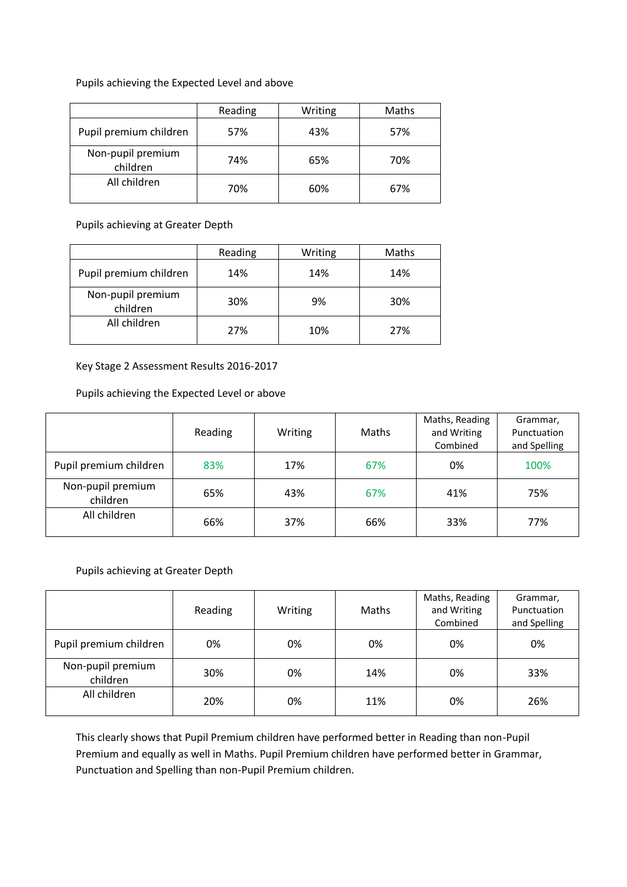Pupils achieving the Expected Level and above

| | Reading | Writing | Maths |
|---|---|---|---|
| Pupil premium children | 57% | 43% | 57% |
| Non-pupil premium children | 74% | 65% | 70% |
| All children | 70% | 60% | 67% |

Pupils achieving at Greater Depth

| | Reading | Writing | Maths |
|---|---|---|---|
| Pupil premium children | 14% | 14% | 14% |
| Non-pupil premium children | 30% | 9% | 30% |
| All children | 27% | 10% | 27% |

Key Stage 2 Assessment Results 2016-2017

Pupils achieving the Expected Level or above

| | Reading | Writing | Maths | Maths, Reading and Writing Combined | Grammar, Punctuation and Spelling |
|---|---|---|---|---|---|
| Pupil premium children | 83% | 17% | 67% | 0% | 100% |
| Non-pupil premium children | 65% | 43% | 67% | 41% | 75% |
| All children | 66% | 37% | 66% | 33% | 77% |

Pupils achieving at Greater Depth

| | Reading | Writing | Maths | Maths, Reading and Writing Combined | Grammar, Punctuation and Spelling |
|---|---|---|---|---|---|
| Pupil premium children | 0% | 0% | 0% | 0% | 0% |
| Non-pupil premium children | 30% | 0% | 14% | 0% | 33% |
| All children | 20% | 0% | 11% | 0% | 26% |

This clearly shows that Pupil Premium children have performed better in Reading than non-Pupil Premium and equally as well in Maths. Pupil Premium children have performed better in Grammar, Punctuation and Spelling than non-Pupil Premium children.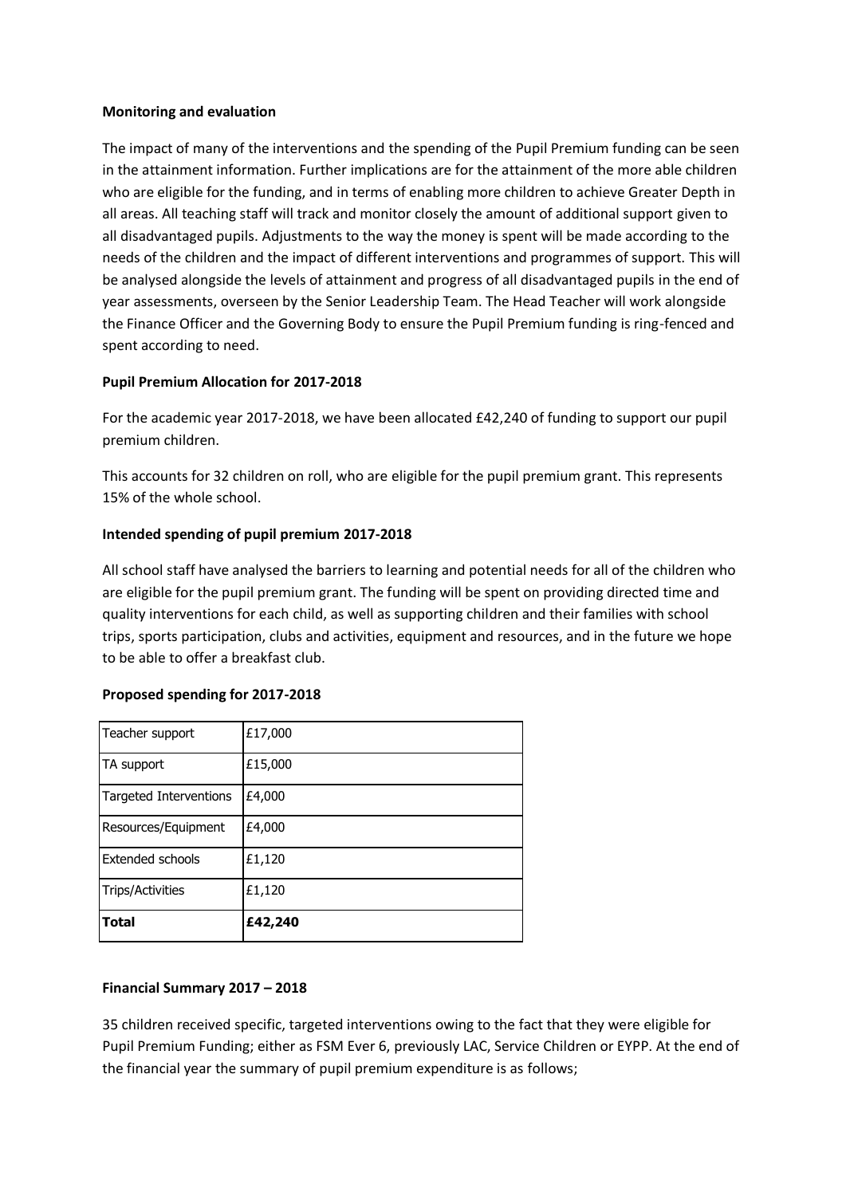**Monitoring and evaluation**

The impact of many of the interventions and the spending of the Pupil Premium funding can be seen in the attainment information. Further implications are for the attainment of the more able children who are eligible for the funding, and in terms of enabling more children to achieve Greater Depth in all areas. All teaching staff will track and monitor closely the amount of additional support given to all disadvantaged pupils. Adjustments to the way the money is spent will be made according to the needs of the children and the impact of different interventions and programmes of support. This will be analysed alongside the levels of attainment and progress of all disadvantaged pupils in the end of year assessments, overseen by the Senior Leadership Team. The Head Teacher will work alongside the Finance Officer and the Governing Body to ensure the Pupil Premium funding is ring-fenced and spent according to need.

**Pupil Premium Allocation for 2017-2018**

For the academic year 2017-2018, we have been allocated £42,240 of funding to support our pupil premium children.

This accounts for 32 children on roll, who are eligible for the pupil premium grant. This represents 15% of the whole school.

**Intended spending of pupil premium 2017-2018**

All school staff have analysed the barriers to learning and potential needs for all of the children who are eligible for the pupil premium grant. The funding will be spent on providing directed time and quality interventions for each child, as well as supporting children and their families with school trips, sports participation, clubs and activities, equipment and resources, and in the future we hope to be able to offer a breakfast club.

**Proposed spending for 2017-2018**

| | |
|---|---|
| Teacher support | £17,000 |
| TA support | £15,000 |
| Targeted Interventions | £4,000 |
| Resources/Equipment | £4,000 |
| Extended schools | £1,120 |
| Trips/Activities | £1,120 |
| **Total** | **£42,240** |

**Financial Summary 2017 – 2018**

35 children received specific, targeted interventions owing to the fact that they were eligible for Pupil Premium Funding; either as FSM Ever 6, previously LAC, Service Children or EYPP. At the end of the financial year the summary of pupil premium expenditure is as follows;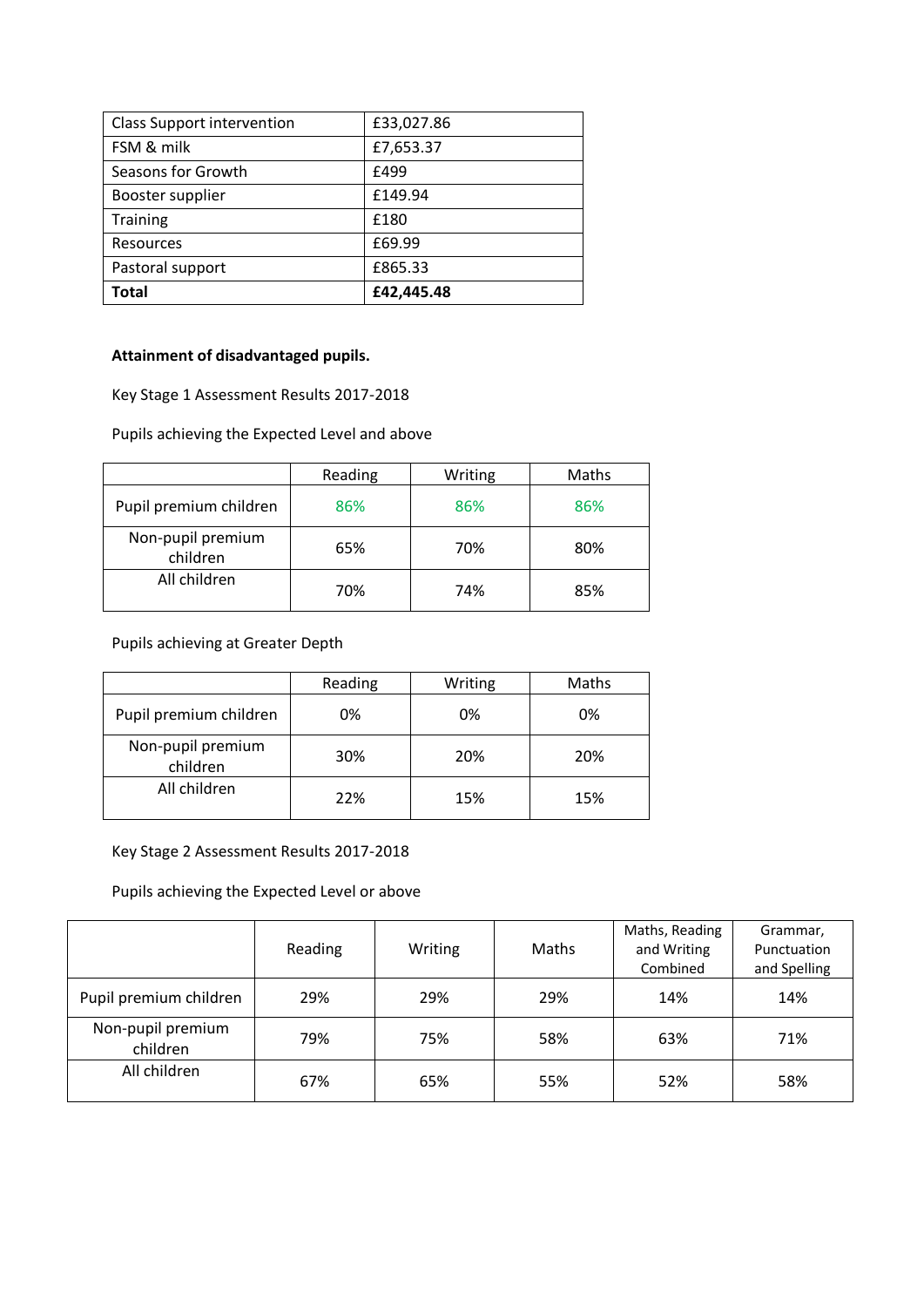| Class Support intervention | £33,027.86 |
|---|---|
| FSM & milk | £7,653.37 |
| Seasons for Growth | £499 |
| Booster supplier | £149.94 |
| Training | £180 |
| Resources | £69.99 |
| Pastoral support | £865.33 |
| **Total** | **£42,445.48** |

**Attainment of disadvantaged pupils.**

Key Stage 1 Assessment Results 2017-2018

Pupils achieving the Expected Level and above

| | Reading | Writing | Maths |
|---|---|---|---|
| Pupil premium children | 86% | 86% | 86% |
| Non-pupil premium children | 65% | 70% | 80% |
| All children | 70% | 74% | 85% |

Pupils achieving at Greater Depth

| | Reading | Writing | Maths |
|---|---|---|---|
| Pupil premium children | 0% | 0% | 0% |
| Non-pupil premium children | 30% | 20% | 20% |
| All children | 22% | 15% | 15% |

Key Stage 2 Assessment Results 2017-2018

Pupils achieving the Expected Level or above

| | Reading | Writing | Maths | Maths, Reading and Writing Combined | Grammar, Punctuation and Spelling |
|---|---|---|---|---|---|
| Pupil premium children | 29% | 29% | 29% | 14% | 14% |
| Non-pupil premium children | 79% | 75% | 58% | 63% | 71% |
| All children | 67% | 65% | 55% | 52% | 58% |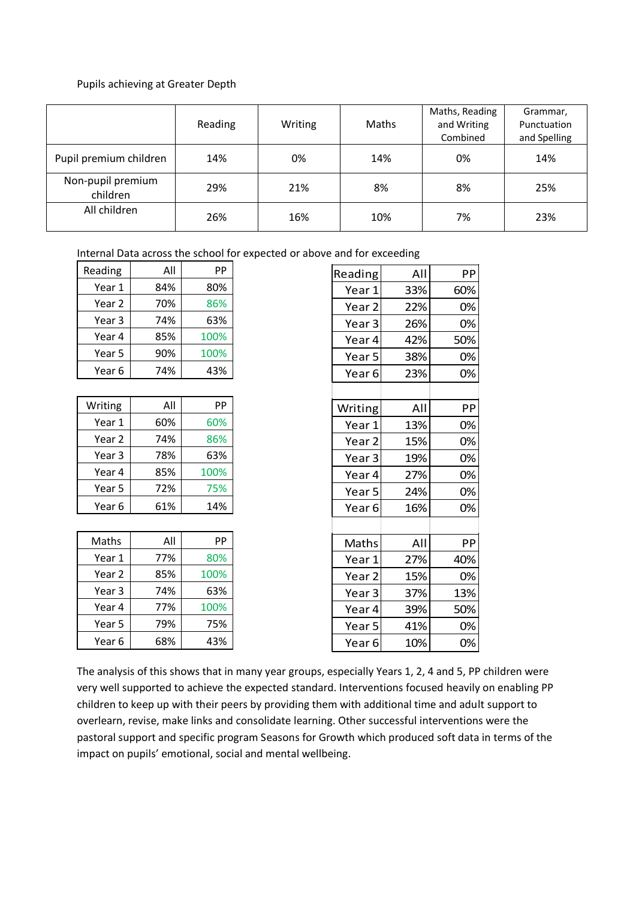Pupils achieving at Greater Depth

| | Reading | Writing | Maths | Maths, Reading and Writing Combined | Grammar, Punctuation and Spelling |
|---|---|---|---|---|---|
| Pupil premium children | 14% | 0% | 14% | 0% | 14% |
| Non-pupil premium children | 29% | 21% | 8% | 8% | 25% |
| All children | 26% | 16% | 10% | 7% | 23% |

Internal Data across the school for expected or above and for exceeding

| Reading | All | PP |
|---|---|---|
| Year 1 | 84% | 80% |
| Year 2 | 70% | 86% |
| Year 3 | 74% | 63% |
| Year 4 | 85% | 100% |
| Year 5 | 90% | 100% |
| Year 6 | 74% | 43% |

| Writing | All | PP |
|---|---|---|
| Year 1 | 60% | 60% |
| Year 2 | 74% | 86% |
| Year 3 | 78% | 63% |
| Year 4 | 85% | 100% |
| Year 5 | 72% | 75% |
| Year 6 | 61% | 14% |

| Maths | All | PP |
|---|---|---|
| Year 1 | 77% | 80% |
| Year 2 | 85% | 100% |
| Year 3 | 74% | 63% |
| Year 4 | 77% | 100% |
| Year 5 | 79% | 75% |
| Year 6 | 68% | 43% |

| Reading | All | PP |
|---|---|---|
| Year 1 | 33% | 60% |
| Year 2 | 22% | 0% |
| Year 3 | 26% | 0% |
| Year 4 | 42% | 50% |
| Year 5 | 38% | 0% |
| Year 6 | 23% | 0% |

| Writing | All | PP |
|---|---|---|
| Year 1 | 13% | 0% |
| Year 2 | 15% | 0% |
| Year 3 | 19% | 0% |
| Year 4 | 27% | 0% |
| Year 5 | 24% | 0% |
| Year 6 | 16% | 0% |

| Maths | All | PP |
|---|---|---|
| Year 1 | 27% | 40% |
| Year 2 | 15% | 0% |
| Year 3 | 37% | 13% |
| Year 4 | 39% | 50% |
| Year 5 | 41% | 0% |
| Year 6 | 10% | 0% |

The analysis of this shows that in many year groups, especially Years 1, 2, 4 and 5, PP children were very well supported to achieve the expected standard. Interventions focused heavily on enabling PP children to keep up with their peers by providing them with additional time and adult support to overlearn, revise, make links and consolidate learning. Other successful interventions were the pastoral support and specific program Seasons for Growth which produced soft data in terms of the impact on pupils' emotional, social and mental wellbeing.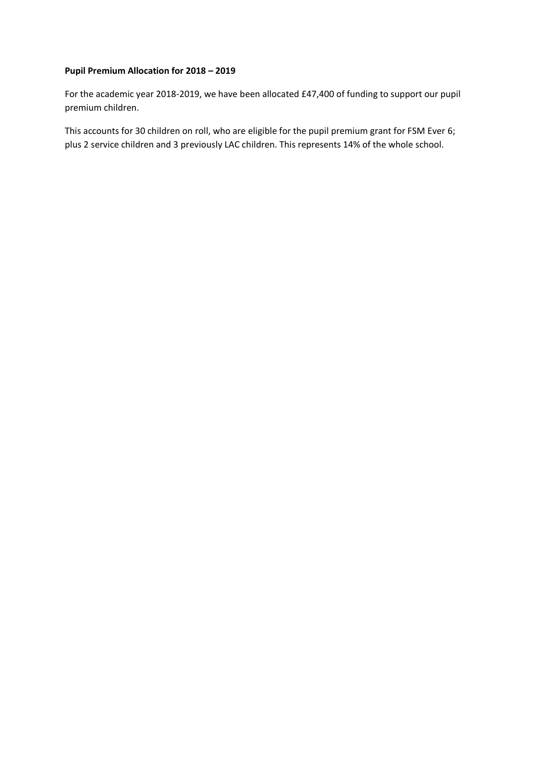**Pupil Premium Allocation for 2018 – 2019**

For the academic year 2018-2019, we have been allocated £47,400 of funding to support our pupil premium children.

This accounts for 30 children on roll, who are eligible for the pupil premium grant for FSM Ever 6; plus 2 service children and 3 previously LAC children. This represents 14% of the whole school.